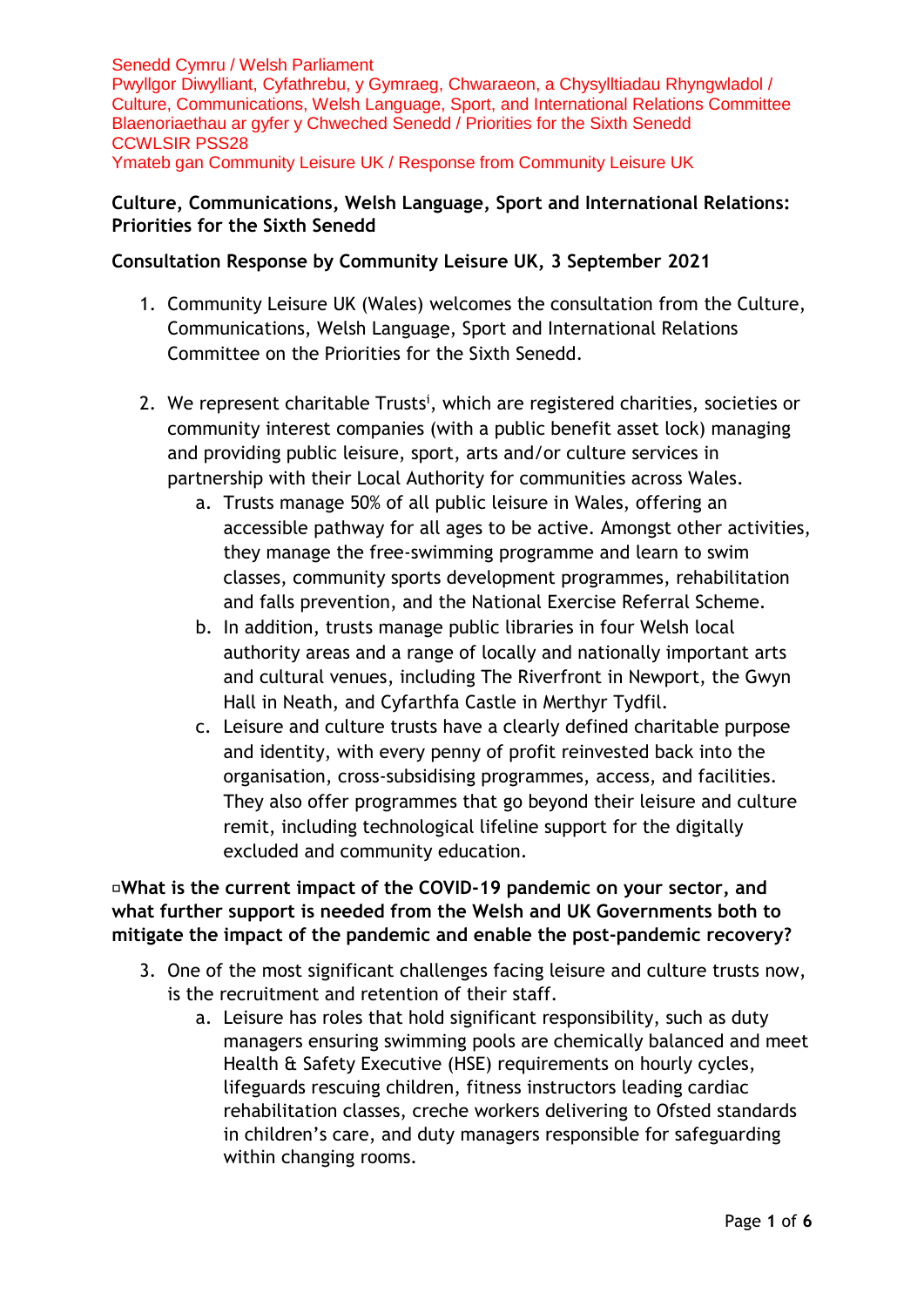Senedd Cymru / Welsh Parliament
Pwyllgor Diwylliant, Cyfathrebu, y Gymraeg, Chwaraeon, a Chysylltiadau Rhyngwladol / Culture, Communications, Welsh Language, Sport, and International Relations Committee
Blaenoriaethau ar gyfer y Chweched Senedd / Priorities for the Sixth Senedd
CCWLSIR PSS28
Ymateb gan Community Leisure UK / Response from Community Leisure UK

**Culture, Communications, Welsh Language, Sport and International Relations: Priorities for the Sixth Senedd**

**Consultation Response by Community Leisure UK, 3 September 2021**

1. Community Leisure UK (Wales) welcomes the consultation from the Culture, Communications, Welsh Language, Sport and International Relations Committee on the Priorities for the Sixth Senedd.

2. We represent charitable Trusts[i], which are registered charities, societies or community interest companies (with a public benefit asset lock) managing and providing public leisure, sport, arts and/or culture services in partnership with their Local Authority for communities across Wales.
   a. Trusts manage 50% of all public leisure in Wales, offering an accessible pathway for all ages to be active. Amongst other activities, they manage the free-swimming programme and learn to swim classes, community sports development programmes, rehabilitation and falls prevention, and the National Exercise Referral Scheme.
   b. In addition, trusts manage public libraries in four Welsh local authority areas and a range of locally and nationally important arts and cultural venues, including The Riverfront in Newport, the Gwyn Hall in Neath, and Cyfarthfa Castle in Merthyr Tydfil.
   c. Leisure and culture trusts have a clearly defined charitable purpose and identity, with every penny of profit reinvested back into the organisation, cross-subsidising programmes, access, and facilities. They also offer programmes that go beyond their leisure and culture remit, including technological lifeline support for the digitally excluded and community education.

**▫What is the current impact of the COVID-19 pandemic on your sector, and what further support is needed from the Welsh and UK Governments both to mitigate the impact of the pandemic and enable the post-pandemic recovery?**

3. One of the most significant challenges facing leisure and culture trusts now, is the recruitment and retention of their staff.
   a. Leisure has roles that hold significant responsibility, such as duty managers ensuring swimming pools are chemically balanced and meet Health & Safety Executive (HSE) requirements on hourly cycles, lifeguards rescuing children, fitness instructors leading cardiac rehabilitation classes, creche workers delivering to Ofsted standards in children's care, and duty managers responsible for safeguarding within changing rooms.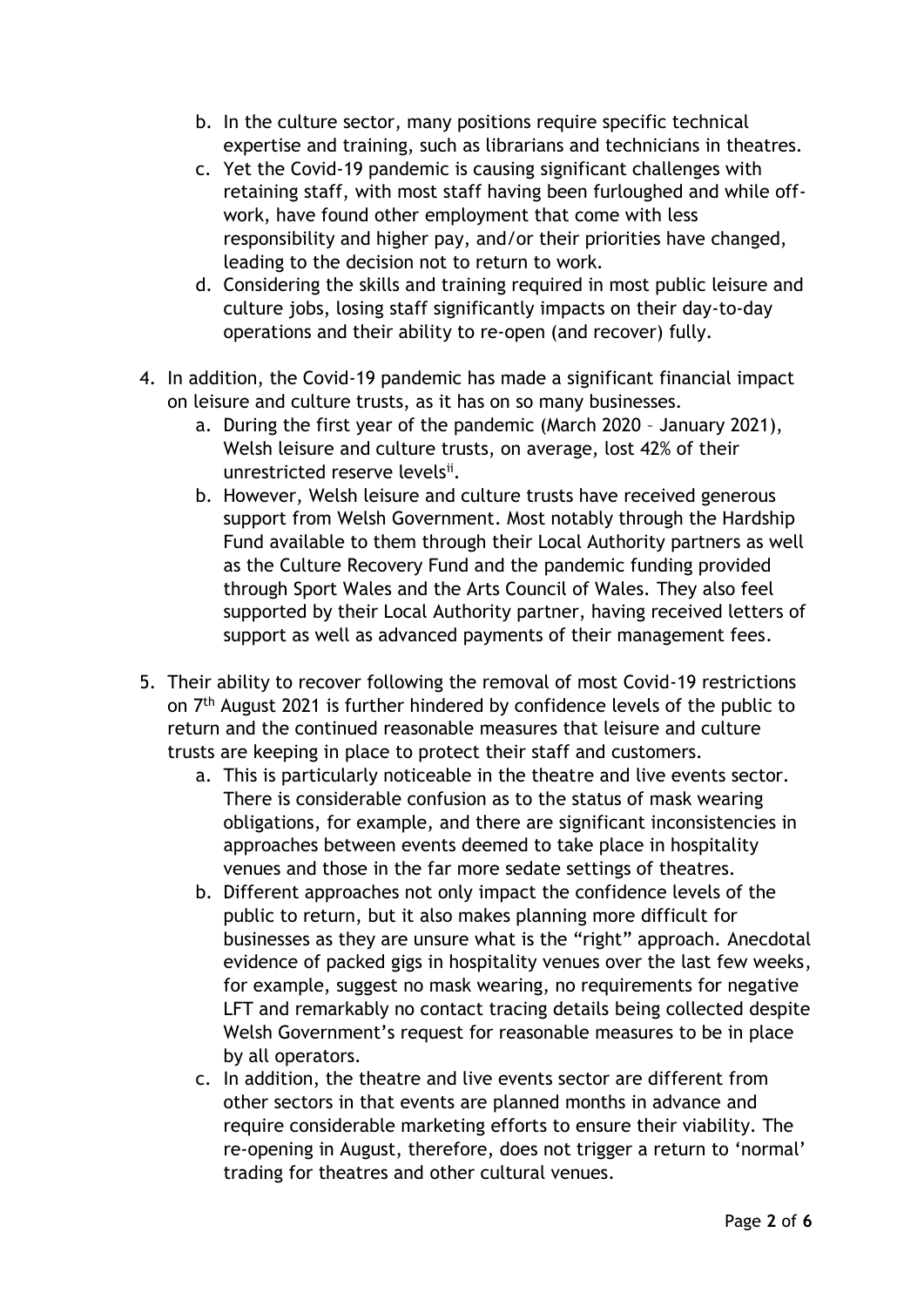b. In the culture sector, many positions require specific technical expertise and training, such as librarians and technicians in theatres.

c. Yet the Covid-19 pandemic is causing significant challenges with retaining staff, with most staff having been furloughed and while off-work, have found other employment that come with less responsibility and higher pay, and/or their priorities have changed, leading to the decision not to return to work.

d. Considering the skills and training required in most public leisure and culture jobs, losing staff significantly impacts on their day-to-day operations and their ability to re-open (and recover) fully.

4. In addition, the Covid-19 pandemic has made a significant financial impact on leisure and culture trusts, as it has on so many businesses.
   a. During the first year of the pandemic (March 2020 – January 2021), Welsh leisure and culture trusts, on average, lost 42% of their unrestricted reserve levels[ii].
   b. However, Welsh leisure and culture trusts have received generous support from Welsh Government. Most notably through the Hardship Fund available to them through their Local Authority partners as well as the Culture Recovery Fund and the pandemic funding provided through Sport Wales and the Arts Council of Wales. They also feel supported by their Local Authority partner, having received letters of support as well as advanced payments of their management fees.

5. Their ability to recover following the removal of most Covid-19 restrictions on 7th August 2021 is further hindered by confidence levels of the public to return and the continued reasonable measures that leisure and culture trusts are keeping in place to protect their staff and customers.
   a. This is particularly noticeable in the theatre and live events sector. There is considerable confusion as to the status of mask wearing obligations, for example, and there are significant inconsistencies in approaches between events deemed to take place in hospitality venues and those in the far more sedate settings of theatres.
   b. Different approaches not only impact the confidence levels of the public to return, but it also makes planning more difficult for businesses as they are unsure what is the "right" approach. Anecdotal evidence of packed gigs in hospitality venues over the last few weeks, for example, suggest no mask wearing, no requirements for negative LFT and remarkably no contact tracing details being collected despite Welsh Government's request for reasonable measures to be in place by all operators.
   c. In addition, the theatre and live events sector are different from other sectors in that events are planned months in advance and require considerable marketing efforts to ensure their viability. The re-opening in August, therefore, does not trigger a return to 'normal' trading for theatres and other cultural venues.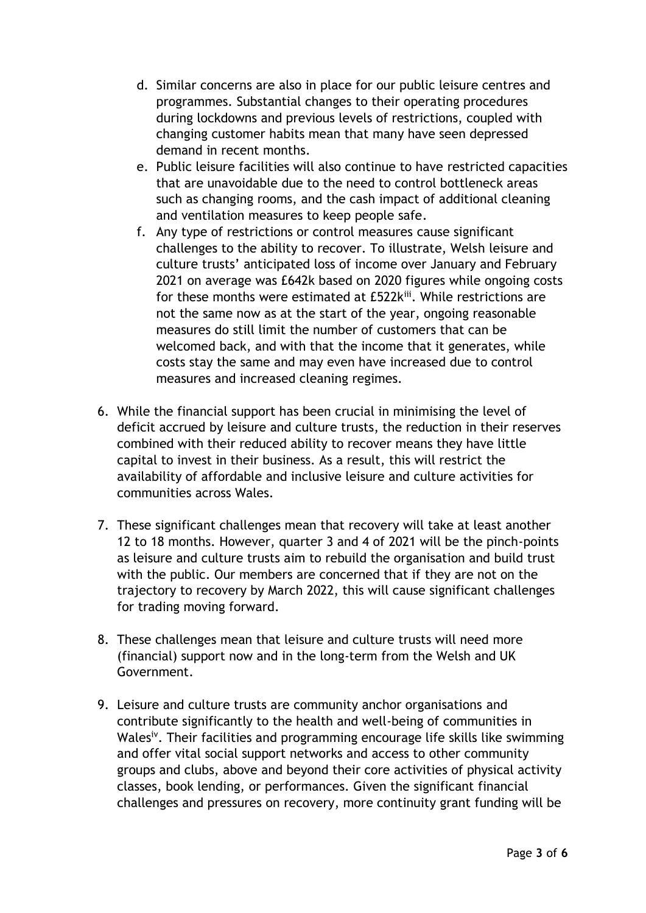d. Similar concerns are also in place for our public leisure centres and programmes. Substantial changes to their operating procedures during lockdowns and previous levels of restrictions, coupled with changing customer habits mean that many have seen depressed demand in recent months.

e. Public leisure facilities will also continue to have restricted capacities that are unavoidable due to the need to control bottleneck areas such as changing rooms, and the cash impact of additional cleaning and ventilation measures to keep people safe.

f. Any type of restrictions or control measures cause significant challenges to the ability to recover. To illustrate, Welsh leisure and culture trusts' anticipated loss of income over January and February 2021 on average was £642k based on 2020 figures while ongoing costs for these months were estimated at £522k[iii]. While restrictions are not the same now as at the start of the year, ongoing reasonable measures do still limit the number of customers that can be welcomed back, and with that the income that it generates, while costs stay the same and may even have increased due to control measures and increased cleaning regimes.

6. While the financial support has been crucial in minimising the level of deficit accrued by leisure and culture trusts, the reduction in their reserves combined with their reduced ability to recover means they have little capital to invest in their business. As a result, this will restrict the availability of affordable and inclusive leisure and culture activities for communities across Wales.

7. These significant challenges mean that recovery will take at least another 12 to 18 months. However, quarter 3 and 4 of 2021 will be the pinch-points as leisure and culture trusts aim to rebuild the organisation and build trust with the public. Our members are concerned that if they are not on the trajectory to recovery by March 2022, this will cause significant challenges for trading moving forward.

8. These challenges mean that leisure and culture trusts will need more (financial) support now and in the long-term from the Welsh and UK Government.

9. Leisure and culture trusts are community anchor organisations and contribute significantly to the health and well-being of communities in Wales[iv]. Their facilities and programming encourage life skills like swimming and offer vital social support networks and access to other community groups and clubs, above and beyond their core activities of physical activity classes, book lending, or performances. Given the significant financial challenges and pressures on recovery, more continuity grant funding will be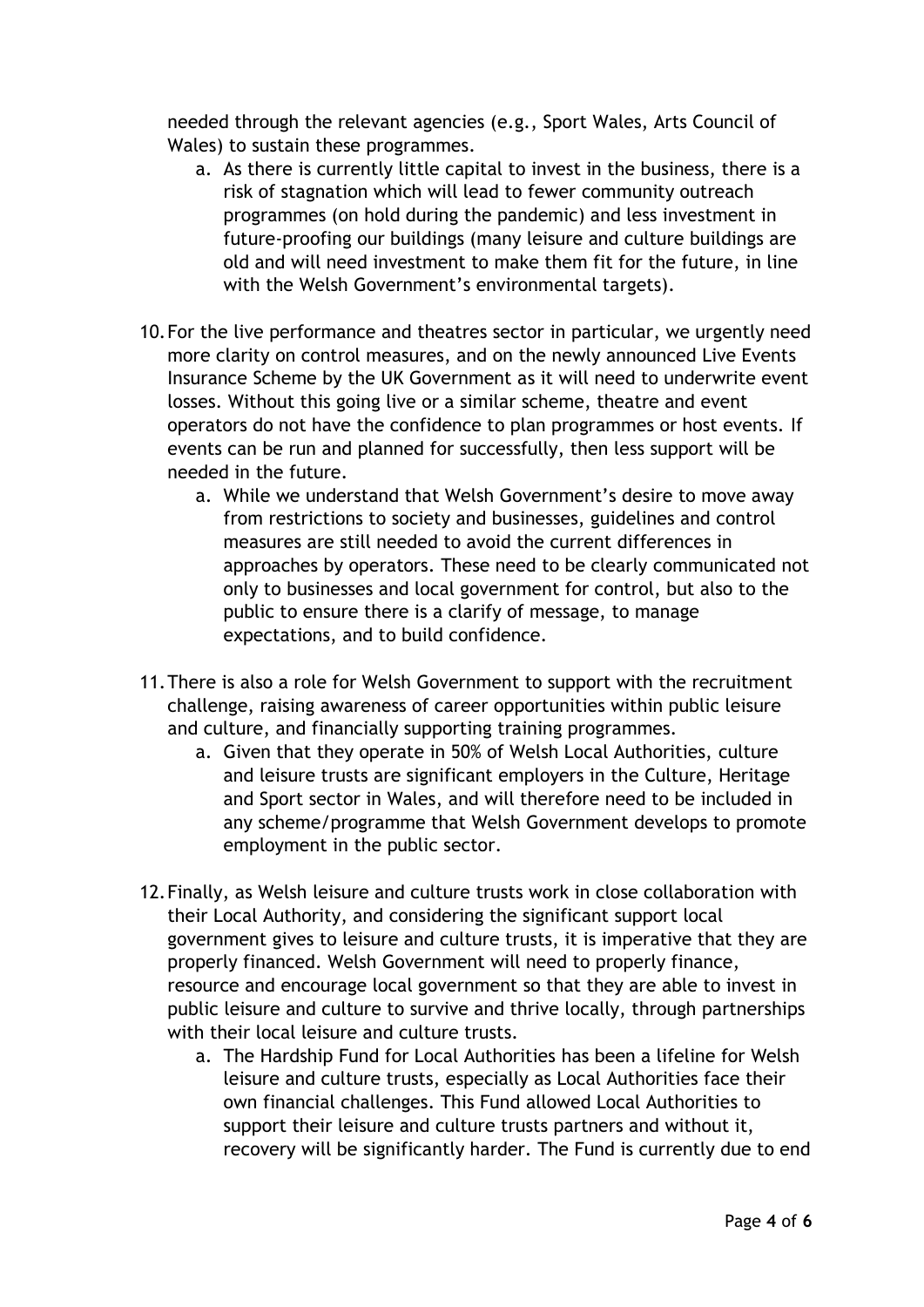needed through the relevant agencies (e.g., Sport Wales, Arts Council of Wales) to sustain these programmes.

   a. As there is currently little capital to invest in the business, there is a risk of stagnation which will lead to fewer community outreach programmes (on hold during the pandemic) and less investment in future-proofing our buildings (many leisure and culture buildings are old and will need investment to make them fit for the future, in line with the Welsh Government's environmental targets).

10. For the live performance and theatres sector in particular, we urgently need more clarity on control measures, and on the newly announced Live Events Insurance Scheme by the UK Government as it will need to underwrite event losses. Without this going live or a similar scheme, theatre and event operators do not have the confidence to plan programmes or host events. If events can be run and planned for successfully, then less support will be needed in the future.

    a. While we understand that Welsh Government's desire to move away from restrictions to society and businesses, guidelines and control measures are still needed to avoid the current differences in approaches by operators. These need to be clearly communicated not only to businesses and local government for control, but also to the public to ensure there is a clarify of message, to manage expectations, and to build confidence.

11. There is also a role for Welsh Government to support with the recruitment challenge, raising awareness of career opportunities within public leisure and culture, and financially supporting training programmes.

    a. Given that they operate in 50% of Welsh Local Authorities, culture and leisure trusts are significant employers in the Culture, Heritage and Sport sector in Wales, and will therefore need to be included in any scheme/programme that Welsh Government develops to promote employment in the public sector.

12. Finally, as Welsh leisure and culture trusts work in close collaboration with their Local Authority, and considering the significant support local government gives to leisure and culture trusts, it is imperative that they are properly financed. Welsh Government will need to properly finance, resource and encourage local government so that they are able to invest in public leisure and culture to survive and thrive locally, through partnerships with their local leisure and culture trusts.

    a. The Hardship Fund for Local Authorities has been a lifeline for Welsh leisure and culture trusts, especially as Local Authorities face their own financial challenges. This Fund allowed Local Authorities to support their leisure and culture trusts partners and without it, recovery will be significantly harder. The Fund is currently due to end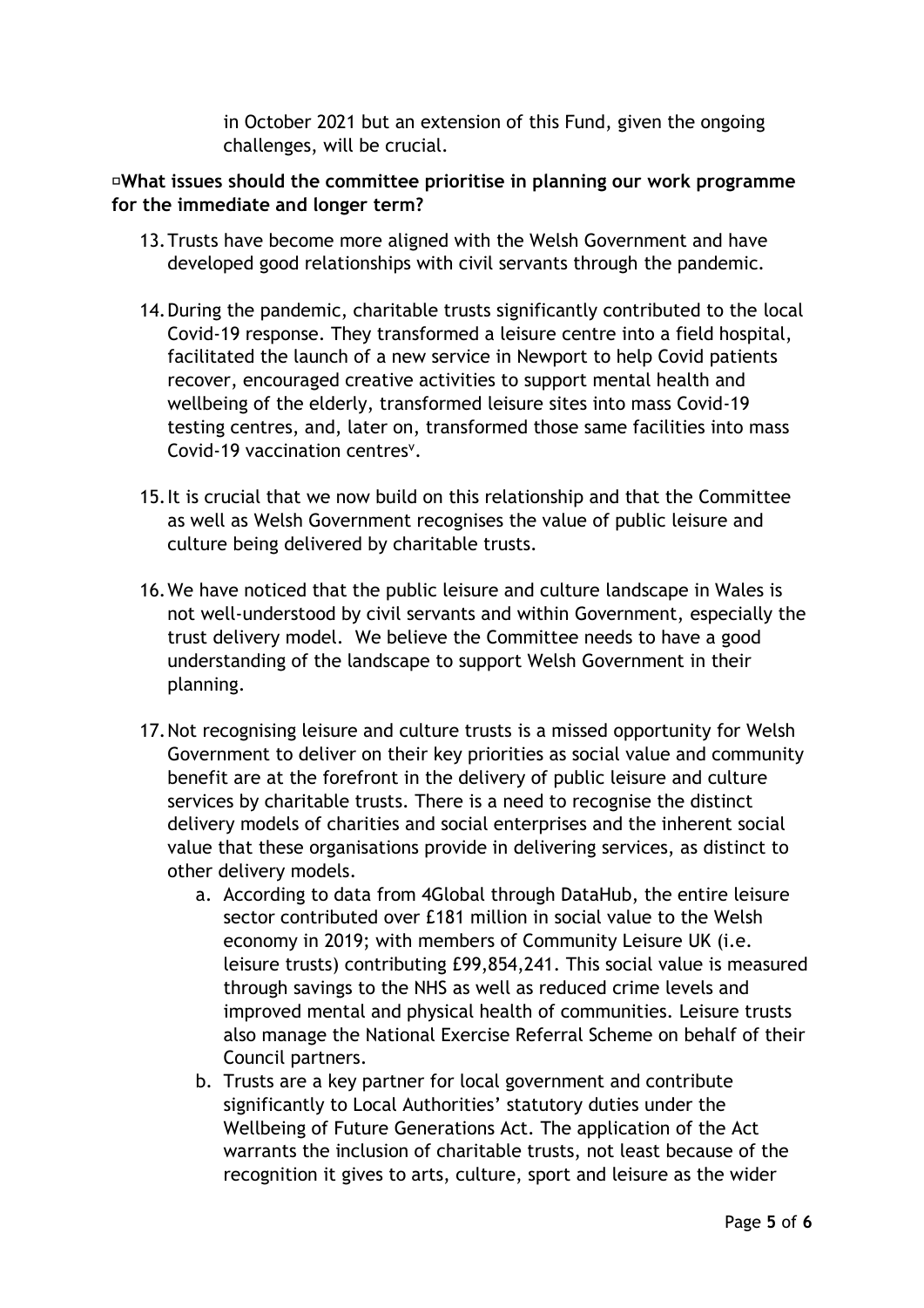in October 2021 but an extension of this Fund, given the ongoing challenges, will be crucial.

**What issues should the committee prioritise in planning our work programme for the immediate and longer term?**

13. Trusts have become more aligned with the Welsh Government and have developed good relationships with civil servants through the pandemic.

14. During the pandemic, charitable trusts significantly contributed to the local Covid-19 response. They transformed a leisure centre into a field hospital, facilitated the launch of a new service in Newport to help Covid patients recover, encouraged creative activities to support mental health and wellbeing of the elderly, transformed leisure sites into mass Covid-19 testing centres, and, later on, transformed those same facilities into mass Covid-19 vaccination centres[v].

15. It is crucial that we now build on this relationship and that the Committee as well as Welsh Government recognises the value of public leisure and culture being delivered by charitable trusts.

16. We have noticed that the public leisure and culture landscape in Wales is not well-understood by civil servants and within Government, especially the trust delivery model. We believe the Committee needs to have a good understanding of the landscape to support Welsh Government in their planning.

17. Not recognising leisure and culture trusts is a missed opportunity for Welsh Government to deliver on their key priorities as social value and community benefit are at the forefront in the delivery of public leisure and culture services by charitable trusts. There is a need to recognise the distinct delivery models of charities and social enterprises and the inherent social value that these organisations provide in delivering services, as distinct to other delivery models.
    a. According to data from 4Global through DataHub, the entire leisure sector contributed over £181 million in social value to the Welsh economy in 2019; with members of Community Leisure UK (i.e. leisure trusts) contributing £99,854,241. This social value is measured through savings to the NHS as well as reduced crime levels and improved mental and physical health of communities. Leisure trusts also manage the National Exercise Referral Scheme on behalf of their Council partners.
    b. Trusts are a key partner for local government and contribute significantly to Local Authorities' statutory duties under the Wellbeing of Future Generations Act. The application of the Act warrants the inclusion of charitable trusts, not least because of the recognition it gives to arts, culture, sport and leisure as the wider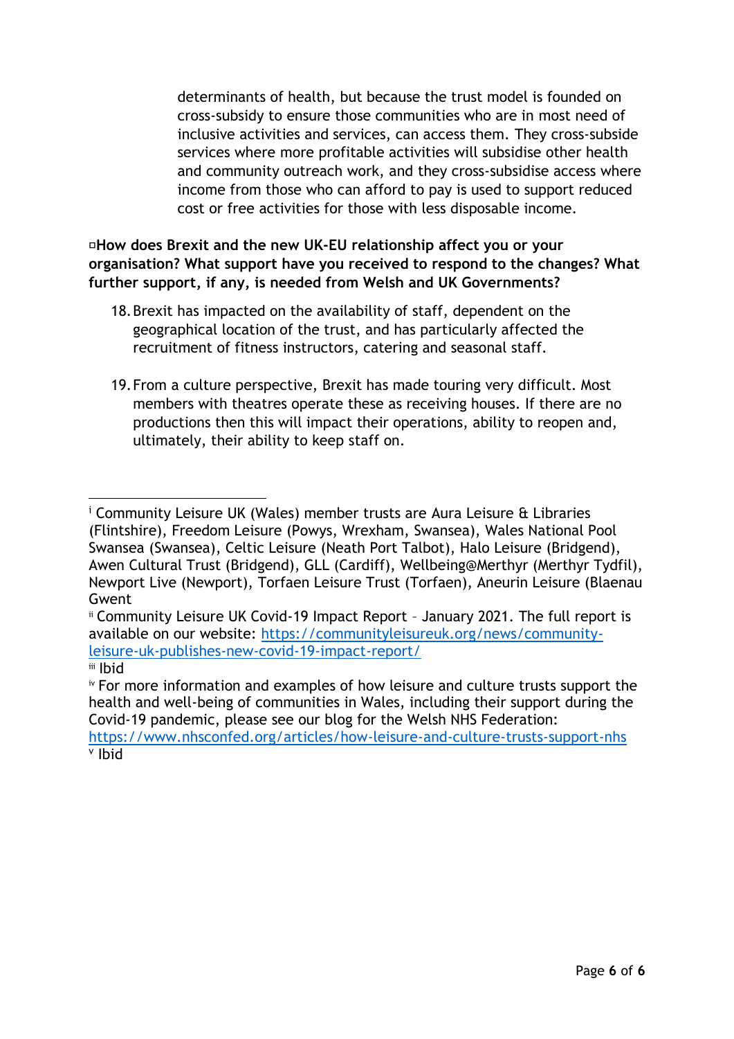determinants of health, but because the trust model is founded on cross-subsidy to ensure those communities who are in most need of inclusive activities and services, can access them. They cross-subside services where more profitable activities will subsidise other health and community outreach work, and they cross-subsidise access where income from those who can afford to pay is used to support reduced cost or free activities for those with less disposable income.

**▫How does Brexit and the new UK-EU relationship affect you or your organisation? What support have you received to respond to the changes? What further support, if any, is needed from Welsh and UK Governments?**

18. Brexit has impacted on the availability of staff, dependent on the geographical location of the trust, and has particularly affected the recruitment of fitness instructors, catering and seasonal staff.

19. From a culture perspective, Brexit has made touring very difficult. Most members with theatres operate these as receiving houses. If there are no productions then this will impact their operations, ability to reopen and, ultimately, their ability to keep staff on.

---

[i] Community Leisure UK (Wales) member trusts are Aura Leisure & Libraries (Flintshire), Freedom Leisure (Powys, Wrexham, Swansea), Wales National Pool Swansea (Swansea), Celtic Leisure (Neath Port Talbot), Halo Leisure (Bridgend), Awen Cultural Trust (Bridgend), GLL (Cardiff), Wellbeing@Merthyr (Merthyr Tydfil), Newport Live (Newport), Torfaen Leisure Trust (Torfaen), Aneurin Leisure (Blaenau Gwent

[ii] Community Leisure UK Covid-19 Impact Report – January 2021. The full report is available on our website: https://communityleisureuk.org/news/community-leisure-uk-publishes-new-covid-19-impact-report/

[iii] Ibid

[iv] For more information and examples of how leisure and culture trusts support the health and well-being of communities in Wales, including their support during the Covid-19 pandemic, please see our blog for the Welsh NHS Federation: https://www.nhsconfed.org/articles/how-leisure-and-culture-trusts-support-nhs

[v] Ibid